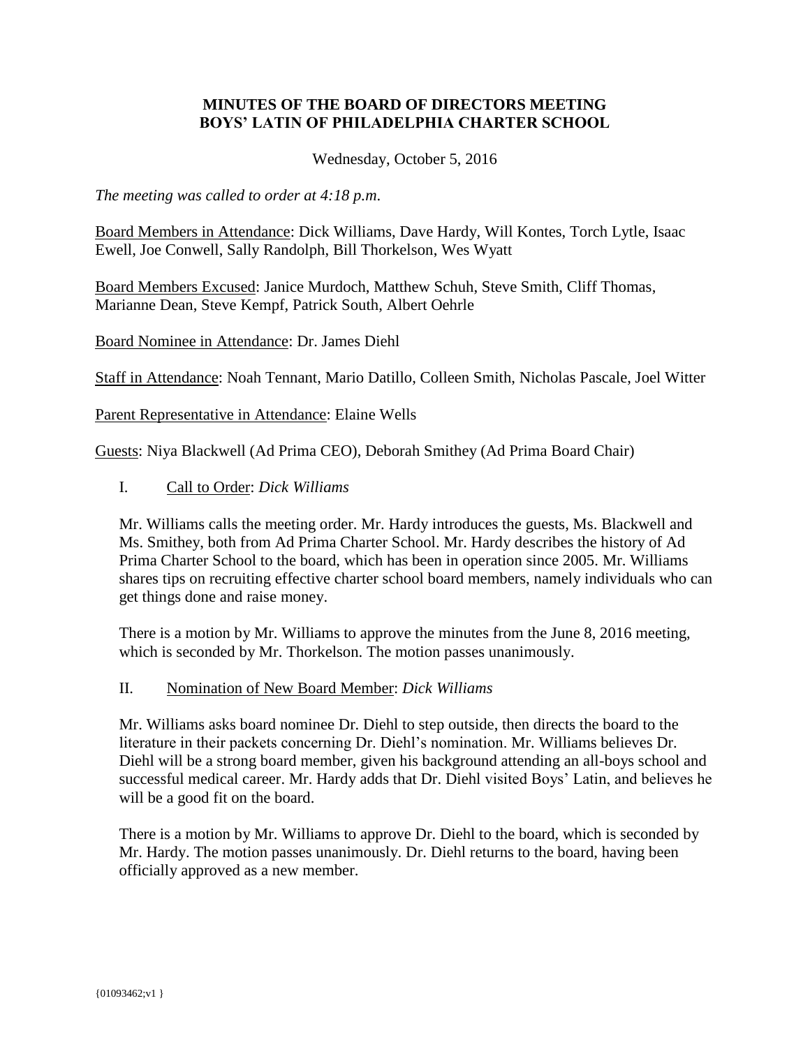# MINUTES OF THE BOARD OF DIRECTORS MEETING
# BOYS' LATIN OF PHILADELPHIA CHARTER SCHOOL

Wednesday, October 5, 2016

*The meeting was called to order at 4:18 p.m.*

Board Members in Attendance: Dick Williams, Dave Hardy, Will Kontes, Torch Lytle, Isaac Ewell, Joe Conwell, Sally Randolph, Bill Thorkelson, Wes Wyatt

Board Members Excused: Janice Murdoch, Matthew Schuh, Steve Smith, Cliff Thomas, Marianne Dean, Steve Kempf, Patrick South, Albert Oehrle

Board Nominee in Attendance: Dr. James Diehl

Staff in Attendance: Noah Tennant, Mario Datillo, Colleen Smith, Nicholas Pascale, Joel Witter

Parent Representative in Attendance: Elaine Wells

Guests: Niya Blackwell (Ad Prima CEO), Deborah Smithey (Ad Prima Board Chair)

## I. Call to Order: *Dick Williams*

Mr. Williams calls the meeting order. Mr. Hardy introduces the guests, Ms. Blackwell and Ms. Smithey, both from Ad Prima Charter School. Mr. Hardy describes the history of Ad Prima Charter School to the board, which has been in operation since 2005. Mr. Williams shares tips on recruiting effective charter school board members, namely individuals who can get things done and raise money.

There is a motion by Mr. Williams to approve the minutes from the June 8, 2016 meeting, which is seconded by Mr. Thorkelson. The motion passes unanimously.

## II. Nomination of New Board Member: *Dick Williams*

Mr. Williams asks board nominee Dr. Diehl to step outside, then directs the board to the literature in their packets concerning Dr. Diehl's nomination. Mr. Williams believes Dr. Diehl will be a strong board member, given his background attending an all-boys school and successful medical career. Mr. Hardy adds that Dr. Diehl visited Boys' Latin, and believes he will be a good fit on the board.

There is a motion by Mr. Williams to approve Dr. Diehl to the board, which is seconded by Mr. Hardy. The motion passes unanimously. Dr. Diehl returns to the board, having been officially approved as a new member.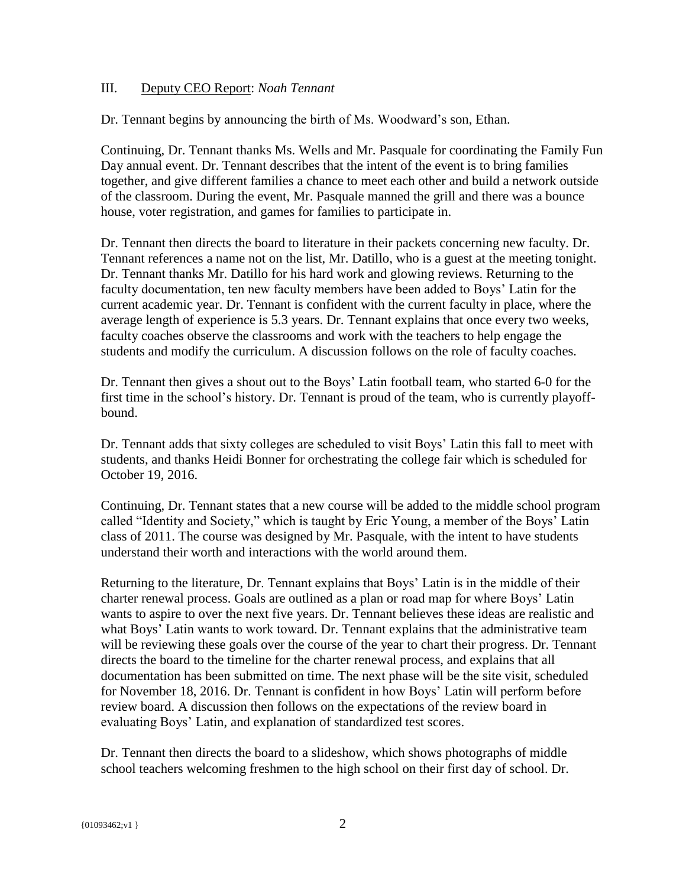### III. Deputy CEO Report: *Noah Tennant*

Dr. Tennant begins by announcing the birth of Ms. Woodward's son, Ethan.

Continuing, Dr. Tennant thanks Ms. Wells and Mr. Pasquale for coordinating the Family Fun Day annual event. Dr. Tennant describes that the intent of the event is to bring families together, and give different families a chance to meet each other and build a network outside of the classroom. During the event, Mr. Pasquale manned the grill and there was a bounce house, voter registration, and games for families to participate in.

Dr. Tennant then directs the board to literature in their packets concerning new faculty. Dr. Tennant references a name not on the list, Mr. Datillo, who is a guest at the meeting tonight. Dr. Tennant thanks Mr. Datillo for his hard work and glowing reviews. Returning to the faculty documentation, ten new faculty members have been added to Boys' Latin for the current academic year. Dr. Tennant is confident with the current faculty in place, where the average length of experience is 5.3 years. Dr. Tennant explains that once every two weeks, faculty coaches observe the classrooms and work with the teachers to help engage the students and modify the curriculum. A discussion follows on the role of faculty coaches.

Dr. Tennant then gives a shout out to the Boys' Latin football team, who started 6-0 for the first time in the school's history. Dr. Tennant is proud of the team, who is currently playoff-bound.

Dr. Tennant adds that sixty colleges are scheduled to visit Boys' Latin this fall to meet with students, and thanks Heidi Bonner for orchestrating the college fair which is scheduled for October 19, 2016.

Continuing, Dr. Tennant states that a new course will be added to the middle school program called "Identity and Society," which is taught by Eric Young, a member of the Boys' Latin class of 2011. The course was designed by Mr. Pasquale, with the intent to have students understand their worth and interactions with the world around them.

Returning to the literature, Dr. Tennant explains that Boys' Latin is in the middle of their charter renewal process. Goals are outlined as a plan or road map for where Boys' Latin wants to aspire to over the next five years. Dr. Tennant believes these ideas are realistic and what Boys' Latin wants to work toward. Dr. Tennant explains that the administrative team will be reviewing these goals over the course of the year to chart their progress. Dr. Tennant directs the board to the timeline for the charter renewal process, and explains that all documentation has been submitted on time. The next phase will be the site visit, scheduled for November 18, 2016. Dr. Tennant is confident in how Boys' Latin will perform before review board. A discussion then follows on the expectations of the review board in evaluating Boys' Latin, and explanation of standardized test scores.

Dr. Tennant then directs the board to a slideshow, which shows photographs of middle school teachers welcoming freshmen to the high school on their first day of school. Dr.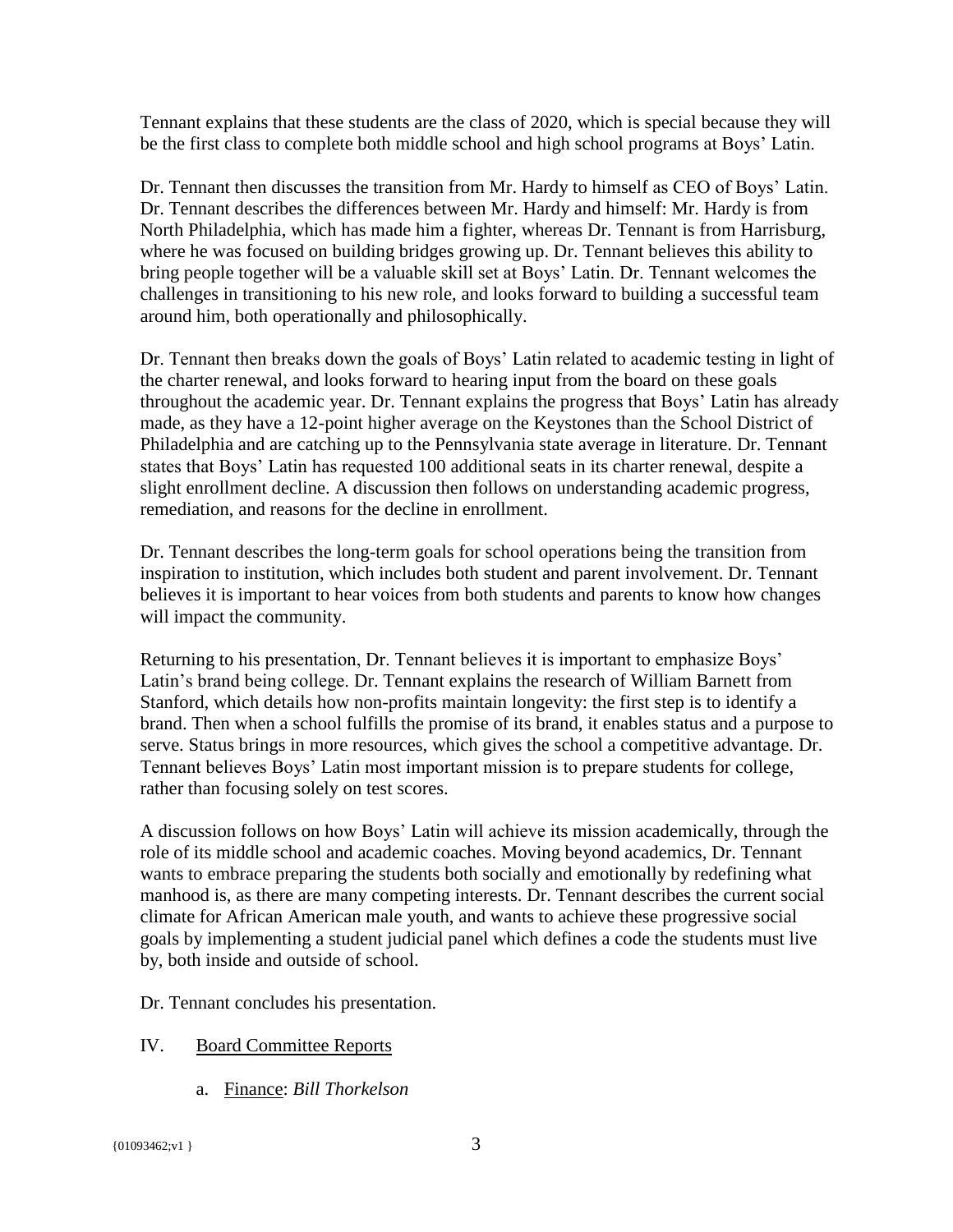Tennant explains that these students are the class of 2020, which is special because they will be the first class to complete both middle school and high school programs at Boys' Latin.

Dr. Tennant then discusses the transition from Mr. Hardy to himself as CEO of Boys' Latin. Dr. Tennant describes the differences between Mr. Hardy and himself: Mr. Hardy is from North Philadelphia, which has made him a fighter, whereas Dr. Tennant is from Harrisburg, where he was focused on building bridges growing up. Dr. Tennant believes this ability to bring people together will be a valuable skill set at Boys' Latin. Dr. Tennant welcomes the challenges in transitioning to his new role, and looks forward to building a successful team around him, both operationally and philosophically.

Dr. Tennant then breaks down the goals of Boys' Latin related to academic testing in light of the charter renewal, and looks forward to hearing input from the board on these goals throughout the academic year. Dr. Tennant explains the progress that Boys' Latin has already made, as they have a 12-point higher average on the Keystones than the School District of Philadelphia and are catching up to the Pennsylvania state average in literature. Dr. Tennant states that Boys' Latin has requested 100 additional seats in its charter renewal, despite a slight enrollment decline. A discussion then follows on understanding academic progress, remediation, and reasons for the decline in enrollment.

Dr. Tennant describes the long-term goals for school operations being the transition from inspiration to institution, which includes both student and parent involvement. Dr. Tennant believes it is important to hear voices from both students and parents to know how changes will impact the community.

Returning to his presentation, Dr. Tennant believes it is important to emphasize Boys' Latin's brand being college. Dr. Tennant explains the research of William Barnett from Stanford, which details how non-profits maintain longevity: the first step is to identify a brand. Then when a school fulfills the promise of its brand, it enables status and a purpose to serve. Status brings in more resources, which gives the school a competitive advantage. Dr. Tennant believes Boys' Latin most important mission is to prepare students for college, rather than focusing solely on test scores.

A discussion follows on how Boys' Latin will achieve its mission academically, through the role of its middle school and academic coaches. Moving beyond academics, Dr. Tennant wants to embrace preparing the students both socially and emotionally by redefining what manhood is, as there are many competing interests. Dr. Tennant describes the current social climate for African American male youth, and wants to achieve these progressive social goals by implementing a student judicial panel which defines a code the students must live by, both inside and outside of school.

Dr. Tennant concludes his presentation.

IV. Board Committee Reports

a. Finance: *Bill Thorkelson*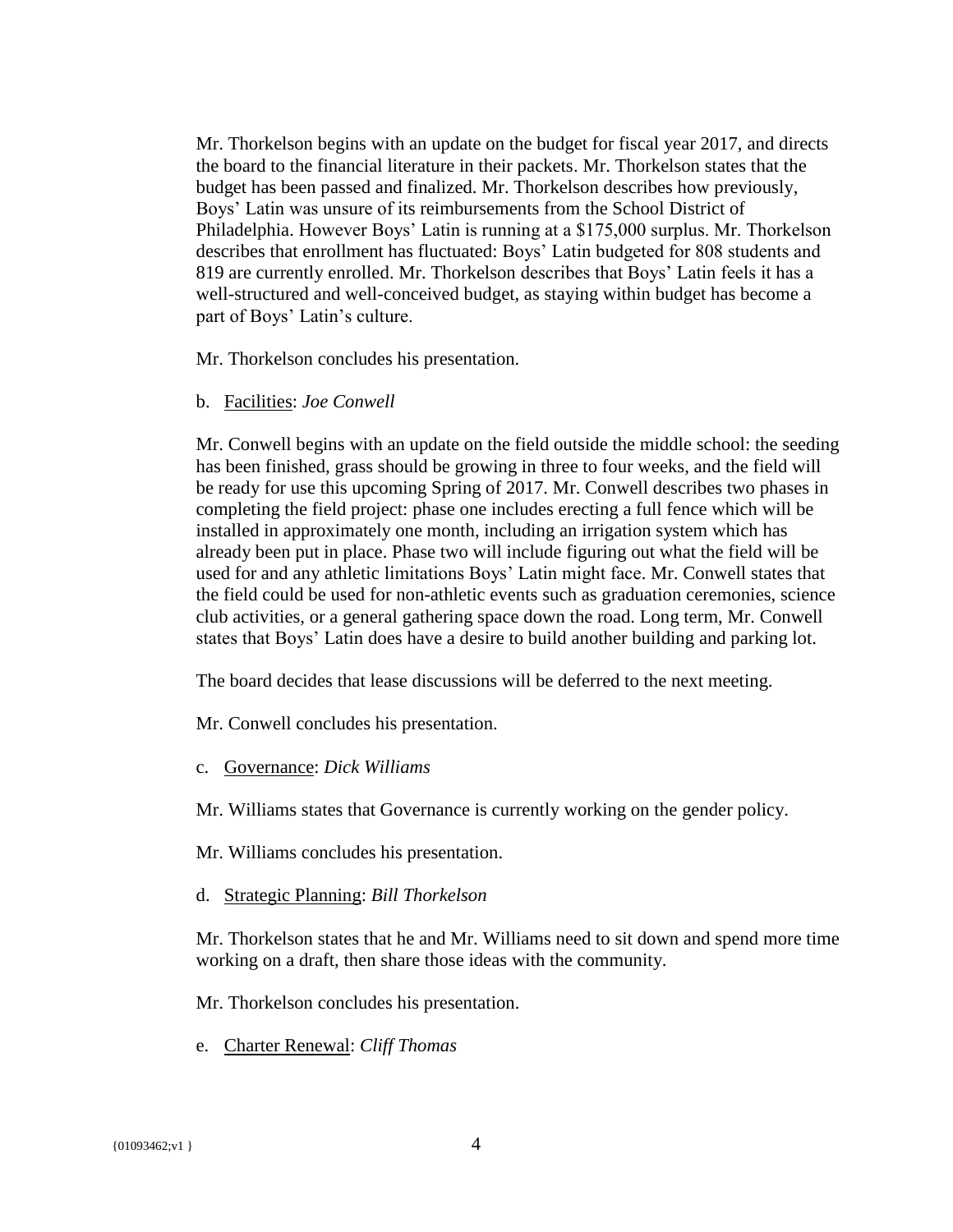Mr. Thorkelson begins with an update on the budget for fiscal year 2017, and directs the board to the financial literature in their packets. Mr. Thorkelson states that the budget has been passed and finalized. Mr. Thorkelson describes how previously, Boys' Latin was unsure of its reimbursements from the School District of Philadelphia. However Boys' Latin is running at a $175,000 surplus. Mr. Thorkelson describes that enrollment has fluctuated: Boys' Latin budgeted for 808 students and 819 are currently enrolled. Mr. Thorkelson describes that Boys' Latin feels it has a well-structured and well-conceived budget, as staying within budget has become a part of Boys' Latin's culture.

Mr. Thorkelson concludes his presentation.

b. <u>Facilities</u>: *Joe Conwell*

Mr. Conwell begins with an update on the field outside the middle school: the seeding has been finished, grass should be growing in three to four weeks, and the field will be ready for use this upcoming Spring of 2017. Mr. Conwell describes two phases in completing the field project: phase one includes erecting a full fence which will be installed in approximately one month, including an irrigation system which has already been put in place. Phase two will include figuring out what the field will be used for and any athletic limitations Boys' Latin might face. Mr. Conwell states that the field could be used for non-athletic events such as graduation ceremonies, science club activities, or a general gathering space down the road. Long term, Mr. Conwell states that Boys' Latin does have a desire to build another building and parking lot.

The board decides that lease discussions will be deferred to the next meeting.

Mr. Conwell concludes his presentation.

c. <u>Governance</u>: *Dick Williams*

Mr. Williams states that Governance is currently working on the gender policy.

Mr. Williams concludes his presentation.

d. <u>Strategic Planning</u>: *Bill Thorkelson*

Mr. Thorkelson states that he and Mr. Williams need to sit down and spend more time working on a draft, then share those ideas with the community.

Mr. Thorkelson concludes his presentation.

e. <u>Charter Renewal</u>: *Cliff Thomas*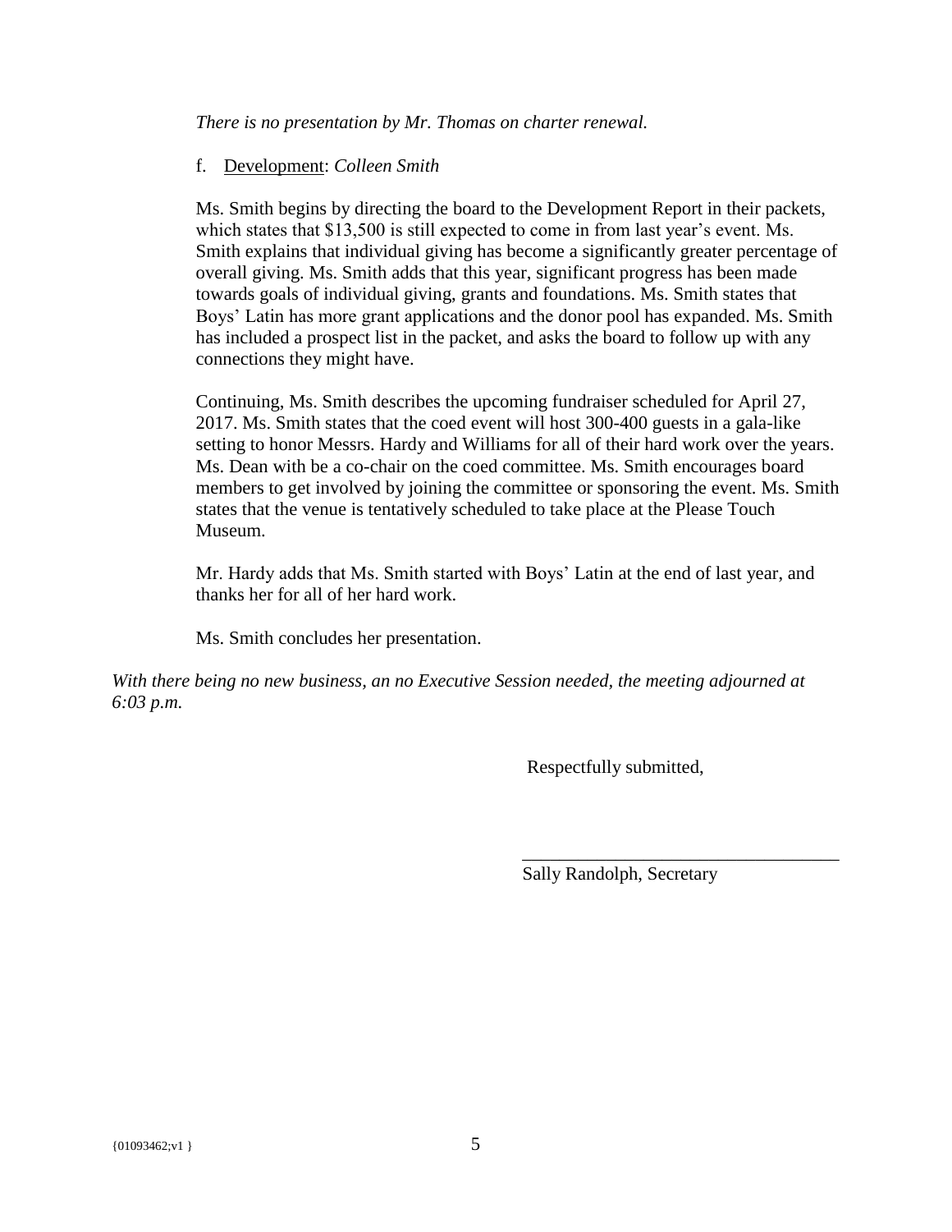*There is no presentation by Mr. Thomas on charter renewal.*

f. Development: *Colleen Smith*

Ms. Smith begins by directing the board to the Development Report in their packets, which states that $13,500 is still expected to come in from last year's event. Ms. Smith explains that individual giving has become a significantly greater percentage of overall giving. Ms. Smith adds that this year, significant progress has been made towards goals of individual giving, grants and foundations. Ms. Smith states that Boys' Latin has more grant applications and the donor pool has expanded. Ms. Smith has included a prospect list in the packet, and asks the board to follow up with any connections they might have.

Continuing, Ms. Smith describes the upcoming fundraiser scheduled for April 27, 2017. Ms. Smith states that the coed event will host 300-400 guests in a gala-like setting to honor Messrs. Hardy and Williams for all of their hard work over the years. Ms. Dean with be a co-chair on the coed committee. Ms. Smith encourages board members to get involved by joining the committee or sponsoring the event. Ms. Smith states that the venue is tentatively scheduled to take place at the Please Touch Museum.

Mr. Hardy adds that Ms. Smith started with Boys' Latin at the end of last year, and thanks her for all of her hard work.

Ms. Smith concludes her presentation.

*With there being no new business, an no Executive Session needed, the meeting adjourned at 6:03 p.m.*

Respectfully submitted,

\_\_\_\_\_\_\_\_\_\_\_\_\_\_\_\_\_\_\_\_\_\_\_\_\_\_\_\_\_\_\_\_\_\_\_

Sally Randolph, Secretary

{01093462;v1 }